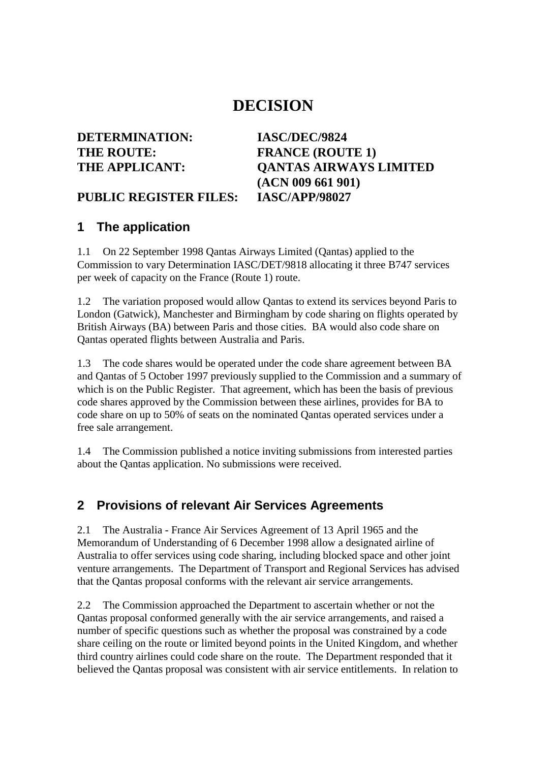# DECISION

**DETERMINATION:** **IASC/DEC/9824**
**THE ROUTE:** **FRANCE (ROUTE 1)**
**THE APPLICANT:** **QANTAS AIRWAYS LIMITED (ACN 009 661 901)**
**PUBLIC REGISTER FILES:** **IASC/APP/98027**

## 1 The application

1.1 On 22 September 1998 Qantas Airways Limited (Qantas) applied to the Commission to vary Determination IASC/DET/9818 allocating it three B747 services per week of capacity on the France (Route 1) route.

1.2 The variation proposed would allow Qantas to extend its services beyond Paris to London (Gatwick), Manchester and Birmingham by code sharing on flights operated by British Airways (BA) between Paris and those cities. BA would also code share on Qantas operated flights between Australia and Paris.

1.3 The code shares would be operated under the code share agreement between BA and Qantas of 5 October 1997 previously supplied to the Commission and a summary of which is on the Public Register. That agreement, which has been the basis of previous code shares approved by the Commission between these airlines, provides for BA to code share on up to 50% of seats on the nominated Qantas operated services under a free sale arrangement.

1.4 The Commission published a notice inviting submissions from interested parties about the Qantas application. No submissions were received.

## 2 Provisions of relevant Air Services Agreements

2.1 The Australia - France Air Services Agreement of 13 April 1965 and the Memorandum of Understanding of 6 December 1998 allow a designated airline of Australia to offer services using code sharing, including blocked space and other joint venture arrangements. The Department of Transport and Regional Services has advised that the Qantas proposal conforms with the relevant air service arrangements.

2.2 The Commission approached the Department to ascertain whether or not the Qantas proposal conformed generally with the air service arrangements, and raised a number of specific questions such as whether the proposal was constrained by a code share ceiling on the route or limited beyond points in the United Kingdom, and whether third country airlines could code share on the route. The Department responded that it believed the Qantas proposal was consistent with air service entitlements. In relation to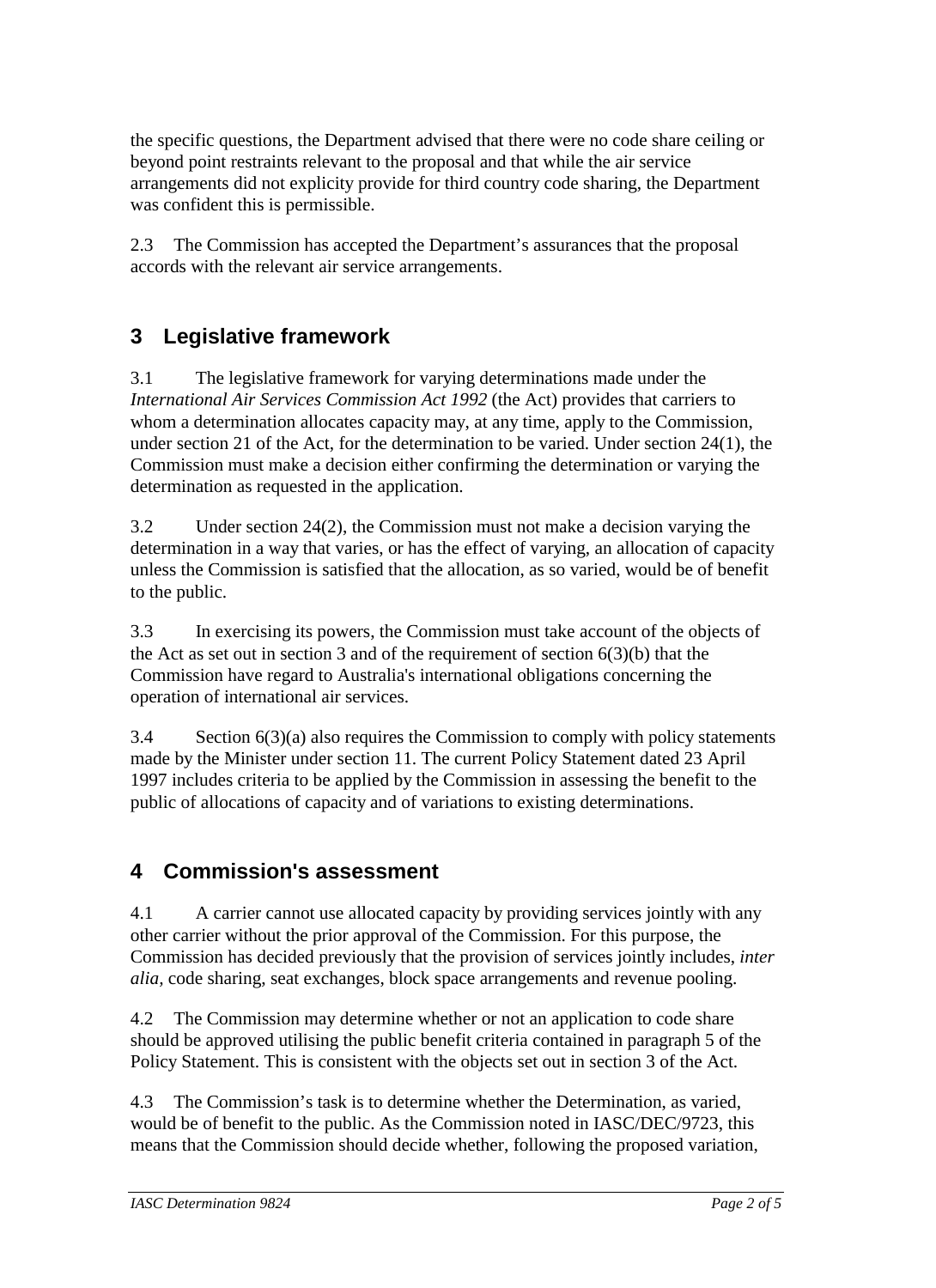the specific questions, the Department advised that there were no code share ceiling or beyond point restraints relevant to the proposal and that while the air service arrangements did not explicity provide for third country code sharing, the Department was confident this is permissible.

2.3 The Commission has accepted the Department's assurances that the proposal accords with the relevant air service arrangements.

## 3 Legislative framework

3.1 The legislative framework for varying determinations made under the *International Air Services Commission Act 1992* (the Act) provides that carriers to whom a determination allocates capacity may, at any time, apply to the Commission, under section 21 of the Act, for the determination to be varied. Under section 24(1), the Commission must make a decision either confirming the determination or varying the determination as requested in the application.

3.2 Under section 24(2), the Commission must not make a decision varying the determination in a way that varies, or has the effect of varying, an allocation of capacity unless the Commission is satisfied that the allocation, as so varied, would be of benefit to the public.

3.3 In exercising its powers, the Commission must take account of the objects of the Act as set out in section 3 and of the requirement of section 6(3)(b) that the Commission have regard to Australia's international obligations concerning the operation of international air services.

3.4 Section 6(3)(a) also requires the Commission to comply with policy statements made by the Minister under section 11. The current Policy Statement dated 23 April 1997 includes criteria to be applied by the Commission in assessing the benefit to the public of allocations of capacity and of variations to existing determinations.

## 4 Commission's assessment

4.1 A carrier cannot use allocated capacity by providing services jointly with any other carrier without the prior approval of the Commission. For this purpose, the Commission has decided previously that the provision of services jointly includes, *inter alia*, code sharing, seat exchanges, block space arrangements and revenue pooling.

4.2 The Commission may determine whether or not an application to code share should be approved utilising the public benefit criteria contained in paragraph 5 of the Policy Statement. This is consistent with the objects set out in section 3 of the Act.

4.3 The Commission's task is to determine whether the Determination, as varied, would be of benefit to the public. As the Commission noted in IASC/DEC/9723, this means that the Commission should decide whether, following the proposed variation,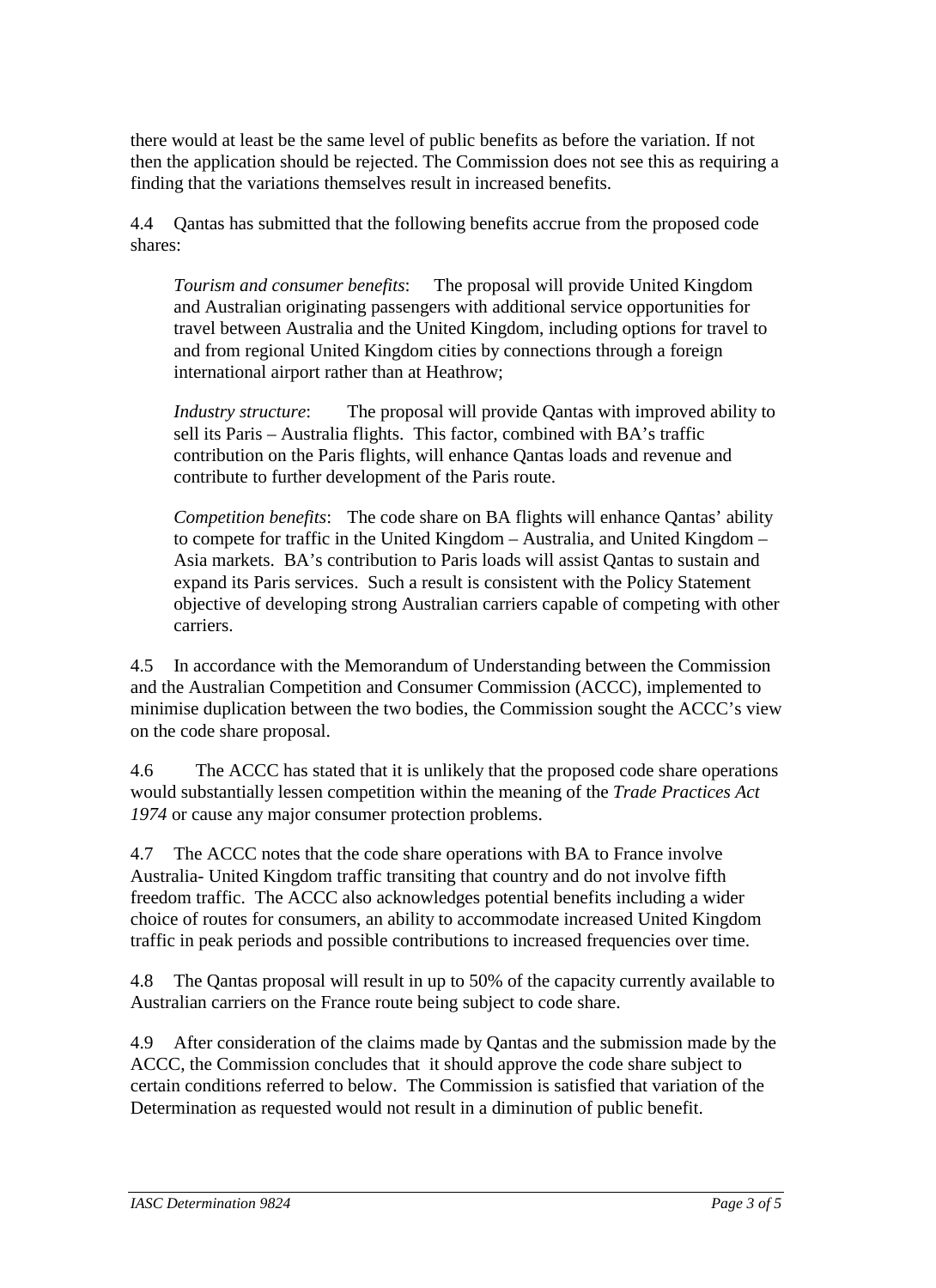there would at least be the same level of public benefits as before the variation. If not then the application should be rejected. The Commission does not see this as requiring a finding that the variations themselves result in increased benefits.

4.4 Qantas has submitted that the following benefits accrue from the proposed code shares:

> *Tourism and consumer benefits*: The proposal will provide United Kingdom and Australian originating passengers with additional service opportunities for travel between Australia and the United Kingdom, including options for travel to and from regional United Kingdom cities by connections through a foreign international airport rather than at Heathrow;
>
> *Industry structure*: The proposal will provide Qantas with improved ability to sell its Paris – Australia flights. This factor, combined with BA's traffic contribution on the Paris flights, will enhance Qantas loads and revenue and contribute to further development of the Paris route.
>
> *Competition benefits*: The code share on BA flights will enhance Qantas' ability to compete for traffic in the United Kingdom – Australia, and United Kingdom – Asia markets. BA's contribution to Paris loads will assist Qantas to sustain and expand its Paris services. Such a result is consistent with the Policy Statement objective of developing strong Australian carriers capable of competing with other carriers.

4.5 In accordance with the Memorandum of Understanding between the Commission and the Australian Competition and Consumer Commission (ACCC), implemented to minimise duplication between the two bodies, the Commission sought the ACCC's view on the code share proposal.

4.6 The ACCC has stated that it is unlikely that the proposed code share operations would substantially lessen competition within the meaning of the *Trade Practices Act 1974* or cause any major consumer protection problems.

4.7 The ACCC notes that the code share operations with BA to France involve Australia- United Kingdom traffic transiting that country and do not involve fifth freedom traffic. The ACCC also acknowledges potential benefits including a wider choice of routes for consumers, an ability to accommodate increased United Kingdom traffic in peak periods and possible contributions to increased frequencies over time.

4.8 The Qantas proposal will result in up to 50% of the capacity currently available to Australian carriers on the France route being subject to code share.

4.9 After consideration of the claims made by Qantas and the submission made by the ACCC, the Commission concludes that it should approve the code share subject to certain conditions referred to below. The Commission is satisfied that variation of the Determination as requested would not result in a diminution of public benefit.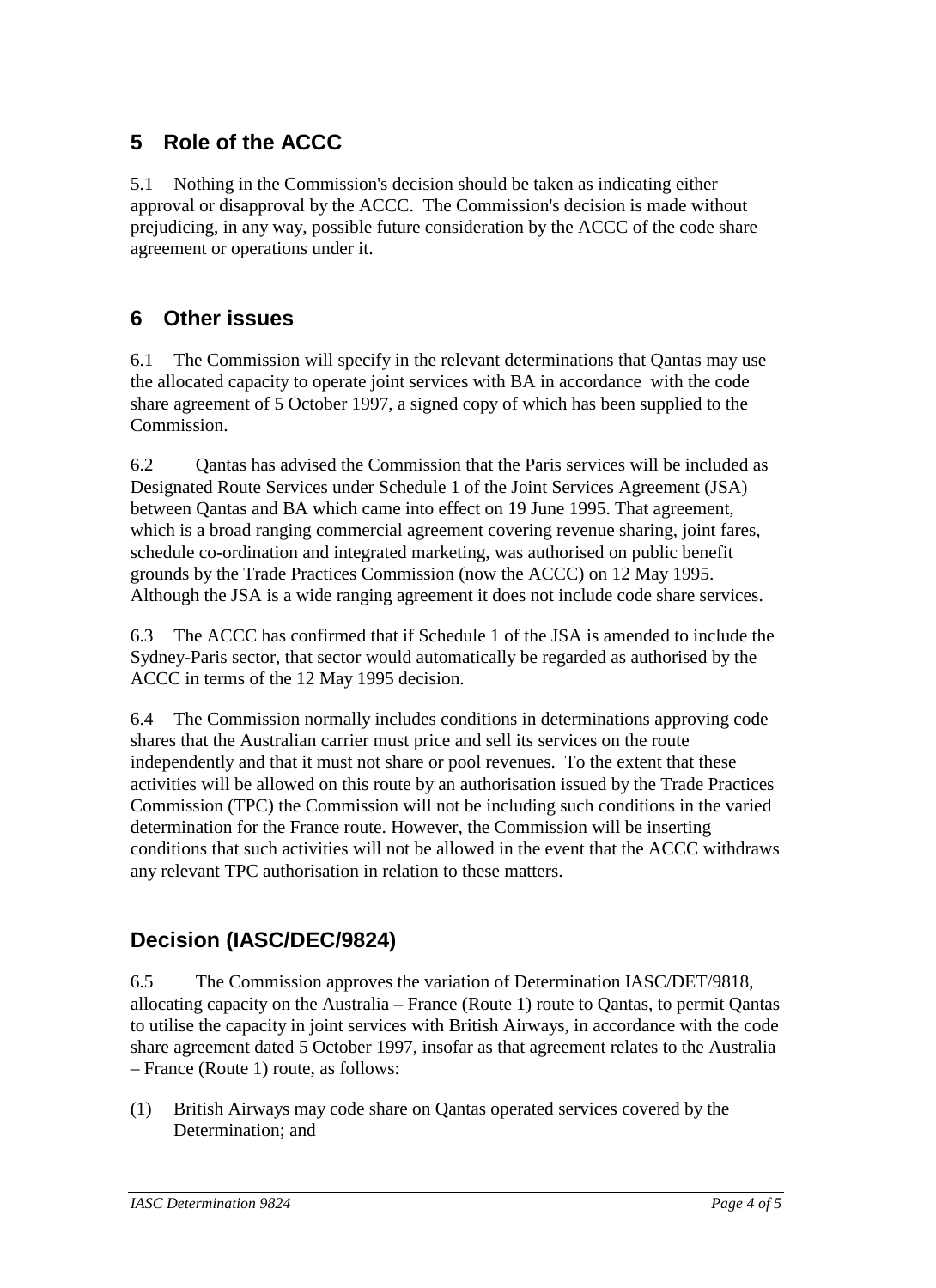## 5 Role of the ACCC

5.1 Nothing in the Commission's decision should be taken as indicating either approval or disapproval by the ACCC. The Commission's decision is made without prejudicing, in any way, possible future consideration by the ACCC of the code share agreement or operations under it.

## 6 Other issues

6.1 The Commission will specify in the relevant determinations that Qantas may use the allocated capacity to operate joint services with BA in accordance with the code share agreement of 5 October 1997, a signed copy of which has been supplied to the Commission.

6.2 Qantas has advised the Commission that the Paris services will be included as Designated Route Services under Schedule 1 of the Joint Services Agreement (JSA) between Qantas and BA which came into effect on 19 June 1995. That agreement, which is a broad ranging commercial agreement covering revenue sharing, joint fares, schedule co-ordination and integrated marketing, was authorised on public benefit grounds by the Trade Practices Commission (now the ACCC) on 12 May 1995. Although the JSA is a wide ranging agreement it does not include code share services.

6.3 The ACCC has confirmed that if Schedule 1 of the JSA is amended to include the Sydney-Paris sector, that sector would automatically be regarded as authorised by the ACCC in terms of the 12 May 1995 decision.

6.4 The Commission normally includes conditions in determinations approving code shares that the Australian carrier must price and sell its services on the route independently and that it must not share or pool revenues. To the extent that these activities will be allowed on this route by an authorisation issued by the Trade Practices Commission (TPC) the Commission will not be including such conditions in the varied determination for the France route. However, the Commission will be inserting conditions that such activities will not be allowed in the event that the ACCC withdraws any relevant TPC authorisation in relation to these matters.

## Decision (IASC/DEC/9824)

6.5 The Commission approves the variation of Determination IASC/DET/9818, allocating capacity on the Australia – France (Route 1) route to Qantas, to permit Qantas to utilise the capacity in joint services with British Airways, in accordance with the code share agreement dated 5 October 1997, insofar as that agreement relates to the Australia – France (Route 1) route, as follows:

(1) British Airways may code share on Qantas operated services covered by the Determination; and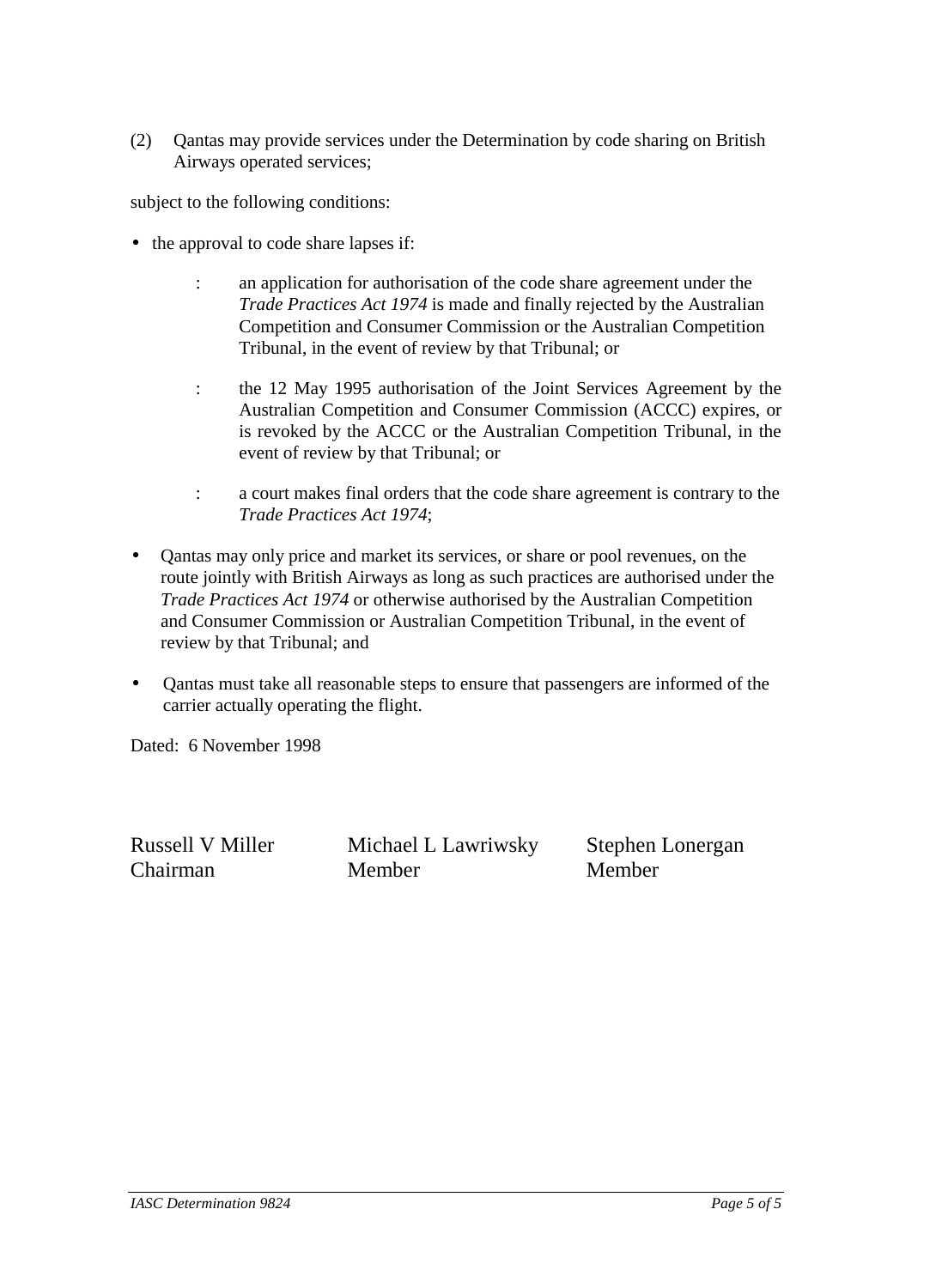(2) Qantas may provide services under the Determination by code sharing on British Airways operated services;

subject to the following conditions:

- the approval to code share lapses if:

  : an application for authorisation of the code share agreement under the *Trade Practices Act 1974* is made and finally rejected by the Australian Competition and Consumer Commission or the Australian Competition Tribunal, in the event of review by that Tribunal; or

  : the 12 May 1995 authorisation of the Joint Services Agreement by the Australian Competition and Consumer Commission (ACCC) expires, or is revoked by the ACCC or the Australian Competition Tribunal, in the event of review by that Tribunal; or

  : a court makes final orders that the code share agreement is contrary to the *Trade Practices Act 1974*;

- Qantas may only price and market its services, or share or pool revenues, on the route jointly with British Airways as long as such practices are authorised under the *Trade Practices Act 1974* or otherwise authorised by the Australian Competition and Consumer Commission or Australian Competition Tribunal, in the event of review by that Tribunal; and

- Qantas must take all reasonable steps to ensure that passengers are informed of the carrier actually operating the flight.

Dated: 6 November 1998

| | | |
|---|---|---|
| Russell V Miller | Michael L Lawriwsky | Stephen Lonergan |
| Chairman | Member | Member |